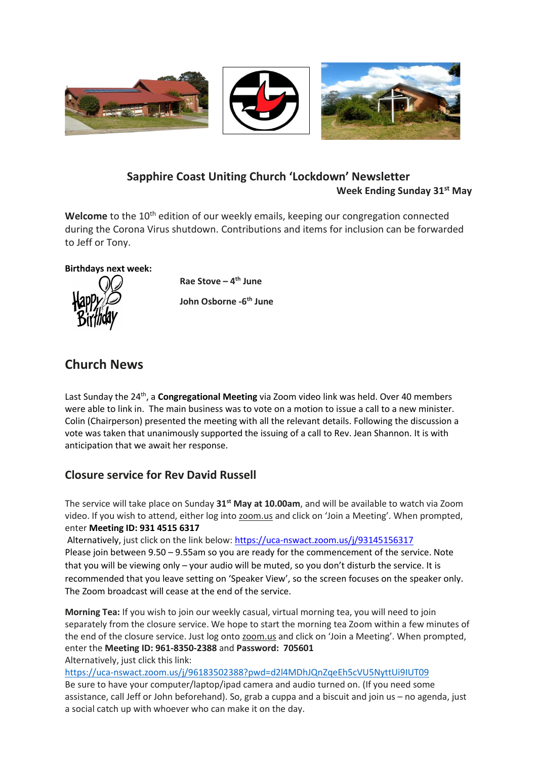## Sapphire Coast Uniting Church 'Lockdown' Newsletter

**Week Ending Sunday 31st May**

**Welcome** to the 10th edition of our weekly emails, keeping our congregation connected during the Corona Virus shutdown. Contributions and items for inclusion can be forwarded to Jeff or Tony.

**Birthdays next week:**

**Rae Stove – 4th June**

**John Osborne -6th June**

## Church News

Last Sunday the 24th, a **Congregational Meeting** via Zoom video link was held. Over 40 members were able to link in. The main business was to vote on a motion to issue a call to a new minister. Colin (Chairperson) presented the meeting with all the relevant details. Following the discussion a vote was taken that unanimously supported the issuing of a call to Rev. Jean Shannon. It is with anticipation that we await her response.

### Closure service for Rev David Russell

The service will take place on Sunday **31st May at 10.00am**, and will be available to watch via Zoom video. If you wish to attend, either log into zoom.us and click on 'Join a Meeting'. When prompted, enter **Meeting ID: 931 4515 6317**

Alternatively, just click on the link below: https://uca-nswact.zoom.us/j/93145156317

Please join between 9.50 – 9.55am so you are ready for the commencement of the service. Note that you will be viewing only – your audio will be muted, so you don't disturb the service. It is recommended that you leave setting on 'Speaker View', so the screen focuses on the speaker only. The Zoom broadcast will cease at the end of the service.

**Morning Tea:** If you wish to join our weekly casual, virtual morning tea, you will need to join separately from the closure service. We hope to start the morning tea Zoom within a few minutes of the end of the closure service. Just log onto zoom.us and click on 'Join a Meeting'. When prompted, enter the **Meeting ID: 961-8350-2388** and **Password: 705601**

Alternatively, just click this link:

https://uca-nswact.zoom.us/j/96183502388?pwd=d2l4MDhJQnZqeEh5cVU5NyttUi9IUT09

Be sure to have your computer/laptop/ipad camera and audio turned on. (If you need some assistance, call Jeff or John beforehand). So, grab a cuppa and a biscuit and join us – no agenda, just a social catch up with whoever who can make it on the day.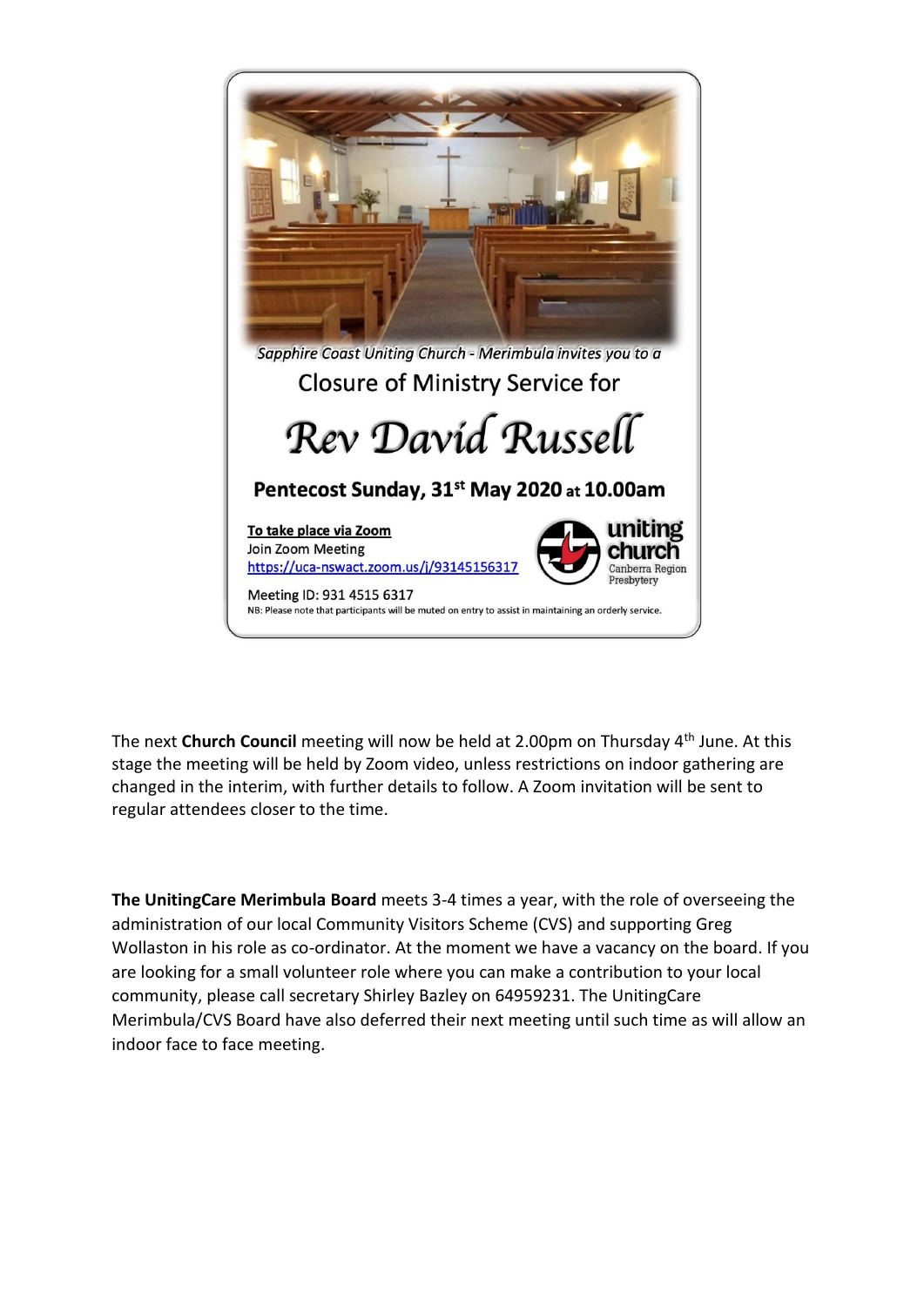*Sapphire Coast Uniting Church - Merimbula invites you to a*

Closure of Ministry Service for

# *Rev David Russell*

**Pentecost Sunday, 31st May 2020 at 10.00am**

**To take place via Zoom**

Join Zoom Meeting

https://uca-nswact.zoom.us/j/93145156317

uniting church
Canberra Region Presbytery

Meeting ID: 931 4515 6317

NB: Please note that participants will be muted on entry to assist in maintaining an orderly service.

The next **Church Council** meeting will now be held at 2.00pm on Thursday 4th June. At this stage the meeting will be held by Zoom video, unless restrictions on indoor gathering are changed in the interim, with further details to follow. A Zoom invitation will be sent to regular attendees closer to the time.

**The UnitingCare Merimbula Board** meets 3-4 times a year, with the role of overseeing the administration of our local Community Visitors Scheme (CVS) and supporting Greg Wollaston in his role as co-ordinator. At the moment we have a vacancy on the board. If you are looking for a small volunteer role where you can make a contribution to your local community, please call secretary Shirley Bazley on 64959231. The UnitingCare Merimbula/CVS Board have also deferred their next meeting until such time as will allow an indoor face to face meeting.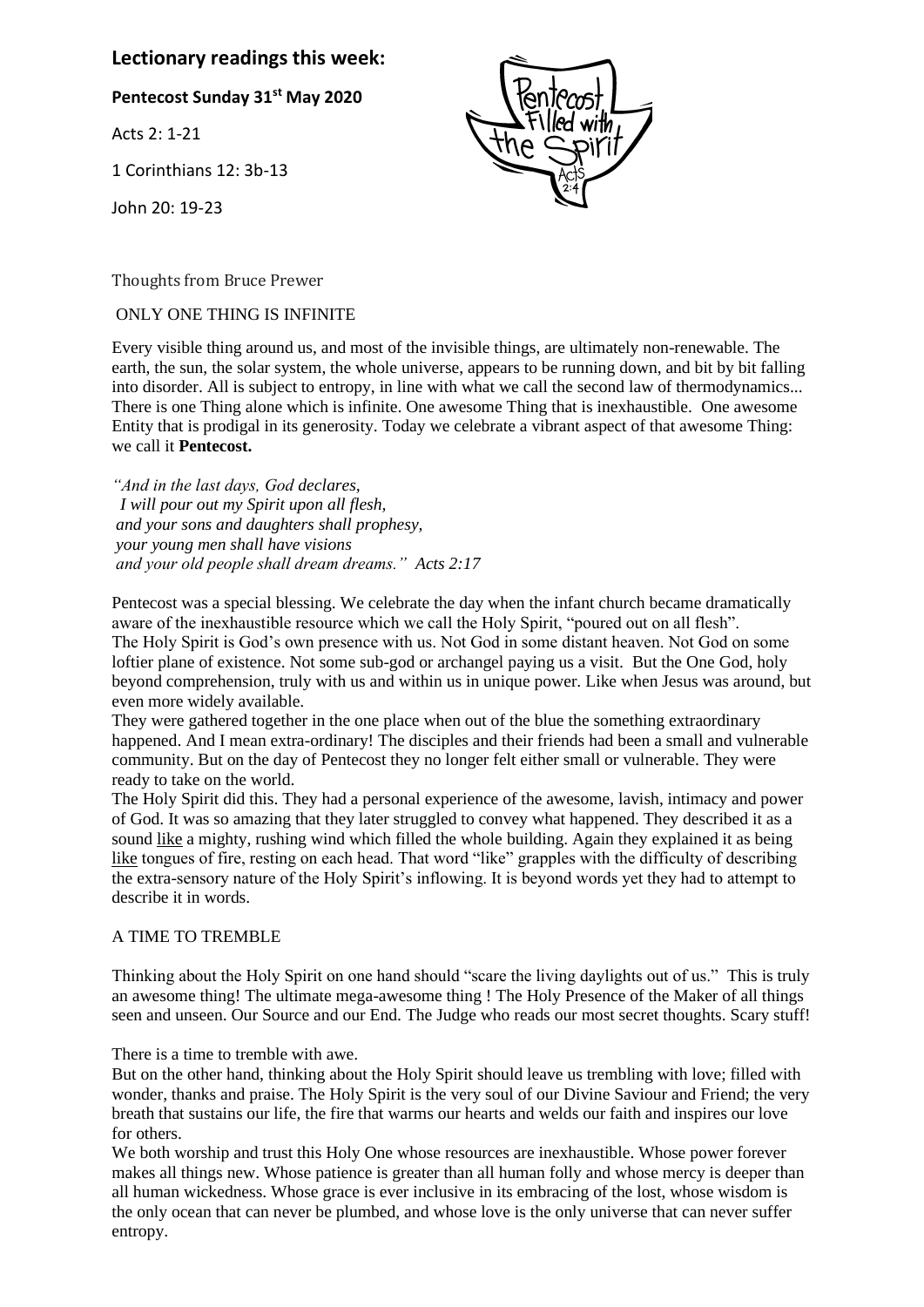## Lectionary readings this week:

**Pentecost Sunday 31st May 2020**

Acts 2: 1-21

1 Corinthians 12: 3b-13

John 20: 19-23

Thoughts from Bruce Prewer

ONLY ONE THING IS INFINITE

Every visible thing around us, and most of the invisible things, are ultimately non-renewable. The earth, the sun, the solar system, the whole universe, appears to be running down, and bit by bit falling into disorder. All is subject to entropy, in line with what we call the second law of thermodynamics... There is one Thing alone which is infinite. One awesome Thing that is inexhaustible. One awesome Entity that is prodigal in its generosity. Today we celebrate a vibrant aspect of that awesome Thing: we call it **Pentecost.**

*"And in the last days, God declares,*
*I will pour out my Spirit upon all flesh,*
*and your sons and daughters shall prophesy,*
*your young men shall have visions*
*and your old people shall dream dreams." Acts 2:17*

Pentecost was a special blessing. We celebrate the day when the infant church became dramatically aware of the inexhaustible resource which we call the Holy Spirit, "poured out on all flesh".
The Holy Spirit is God's own presence with us. Not God in some distant heaven. Not God on some loftier plane of existence. Not some sub-god or archangel paying us a visit. But the One God, holy beyond comprehension, truly with us and within us in unique power. Like when Jesus was around, but even more widely available.
They were gathered together in the one place when out of the blue the something extraordinary happened. And I mean extra-ordinary! The disciples and their friends had been a small and vulnerable community. But on the day of Pentecost they no longer felt either small or vulnerable. They were ready to take on the world.
The Holy Spirit did this. They had a personal experience of the awesome, lavish, intimacy and power of God. It was so amazing that they later struggled to convey what happened. They described it as a sound like a mighty, rushing wind which filled the whole building. Again they explained it as being like tongues of fire, resting on each head. That word "like" grapples with the difficulty of describing the extra-sensory nature of the Holy Spirit's inflowing. It is beyond words yet they had to attempt to describe it in words.

A TIME TO TREMBLE

Thinking about the Holy Spirit on one hand should "scare the living daylights out of us." This is truly an awesome thing! The ultimate mega-awesome thing ! The Holy Presence of the Maker of all things seen and unseen. Our Source and our End. The Judge who reads our most secret thoughts. Scary stuff!

There is a time to tremble with awe.
But on the other hand, thinking about the Holy Spirit should leave us trembling with love; filled with wonder, thanks and praise. The Holy Spirit is the very soul of our Divine Saviour and Friend; the very breath that sustains our life, the fire that warms our hearts and welds our faith and inspires our love for others.
We both worship and trust this Holy One whose resources are inexhaustible. Whose power forever makes all things new. Whose patience is greater than all human folly and whose mercy is deeper than all human wickedness. Whose grace is ever inclusive in its embracing of the lost, whose wisdom is the only ocean that can never be plumbed, and whose love is the only universe that can never suffer entropy.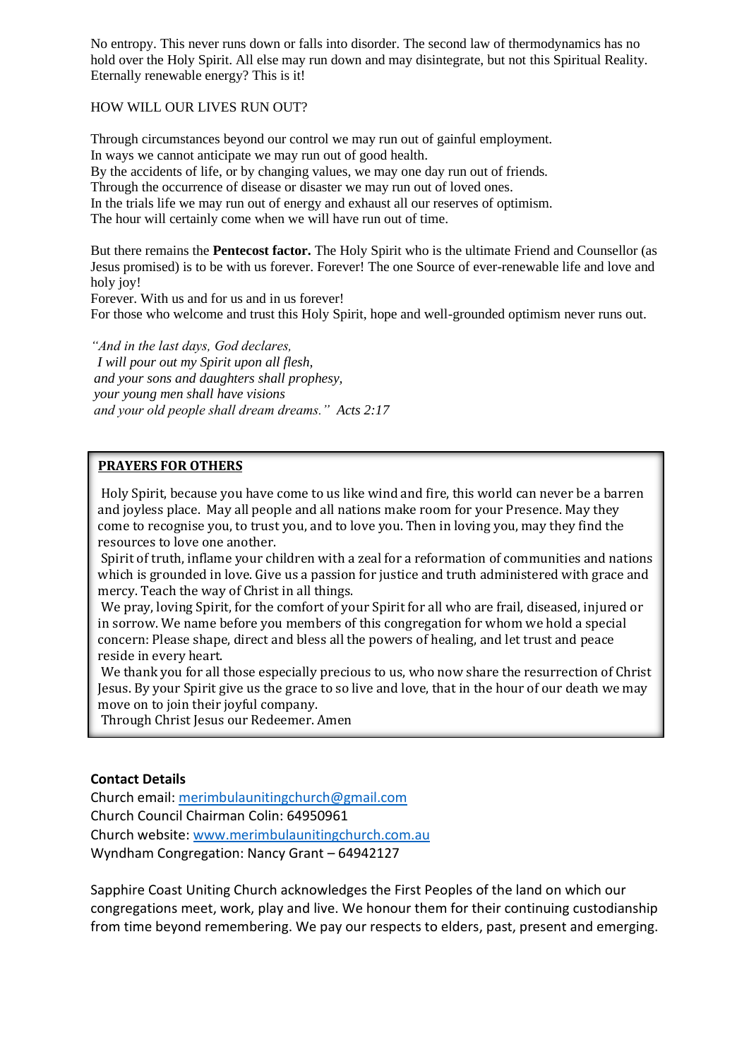No entropy. This never runs down or falls into disorder. The second law of thermodynamics has no hold over the Holy Spirit. All else may run down and may disintegrate, but not this Spiritual Reality. Eternally renewable energy? This is it!

HOW WILL OUR LIVES RUN OUT?

Through circumstances beyond our control we may run out of gainful employment.
In ways we cannot anticipate we may run out of good health.
By the accidents of life, or by changing values, we may one day run out of friends.
Through the occurrence of disease or disaster we may run out of loved ones.
In the trials life we may run out of energy and exhaust all our reserves of optimism.
The hour will certainly come when we will have run out of time.

But there remains the **Pentecost factor.** The Holy Spirit who is the ultimate Friend and Counsellor (as Jesus promised) is to be with us forever. Forever! The one Source of ever-renewable life and love and holy joy!
Forever. With us and for us and in us forever!
For those who welcome and trust this Holy Spirit, hope and well-grounded optimism never runs out.

*"And in the last days, God declares,*
*I will pour out my Spirit upon all flesh,*
*and your sons and daughters shall prophesy,*
*your young men shall have visions*
*and your old people shall dream dreams." Acts 2:17*

**PRAYERS FOR OTHERS**

Holy Spirit, because you have come to us like wind and fire, this world can never be a barren and joyless place. May all people and all nations make room for your Presence. May they come to recognise you, to trust you, and to love you. Then in loving you, may they find the resources to love one another.
Spirit of truth, inflame your children with a zeal for a reformation of communities and nations which is grounded in love. Give us a passion for justice and truth administered with grace and mercy. Teach the way of Christ in all things.
We pray, loving Spirit, for the comfort of your Spirit for all who are frail, diseased, injured or in sorrow. We name before you members of this congregation for whom we hold a special concern: Please shape, direct and bless all the powers of healing, and let trust and peace reside in every heart.
We thank you for all those especially precious to us, who now share the resurrection of Christ Jesus. By your Spirit give us the grace to so live and love, that in the hour of our death we may move on to join their joyful company.
Through Christ Jesus our Redeemer. Amen

**Contact Details**
Church email: merimbulaunitingchurch@gmail.com
Church Council Chairman Colin: 64950961
Church website: www.merimbulaunitingchurch.com.au
Wyndham Congregation: Nancy Grant – 64942127

Sapphire Coast Uniting Church acknowledges the First Peoples of the land on which our congregations meet, work, play and live. We honour them for their continuing custodianship from time beyond remembering. We pay our respects to elders, past, present and emerging.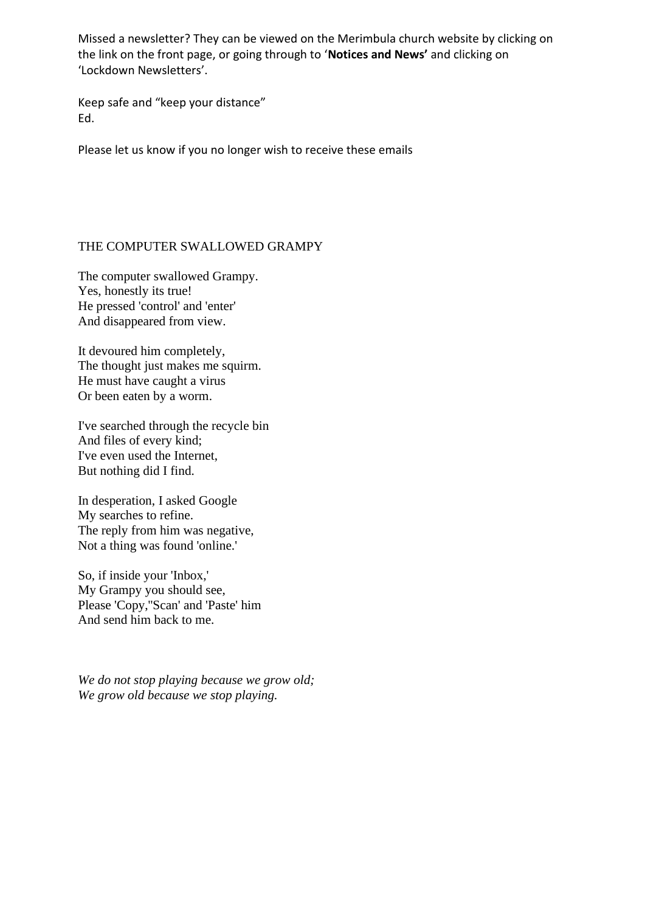Missed a newsletter? They can be viewed on the Merimbula church website by clicking on the link on the front page, or going through to '**Notices and News'** and clicking on 'Lockdown Newsletters'.

Keep safe and "keep your distance"
Ed.

Please let us know if you no longer wish to receive these emails

## THE COMPUTER SWALLOWED GRAMPY

The computer swallowed Grampy.
Yes, honestly its true!
He pressed 'control' and 'enter'
And disappeared from view.

It devoured him completely,
The thought just makes me squirm.
He must have caught a virus
Or been eaten by a worm.

I've searched through the recycle bin
And files of every kind;
I've even used the Internet,
But nothing did I find.

In desperation, I asked Google
My searches to refine.
The reply from him was negative,
Not a thing was found 'online.'

So, if inside your 'Inbox,'
My Grampy you should see,
Please 'Copy,''Scan' and 'Paste' him
And send him back to me.

*We do not stop playing because we grow old;*
*We grow old because we stop playing.*